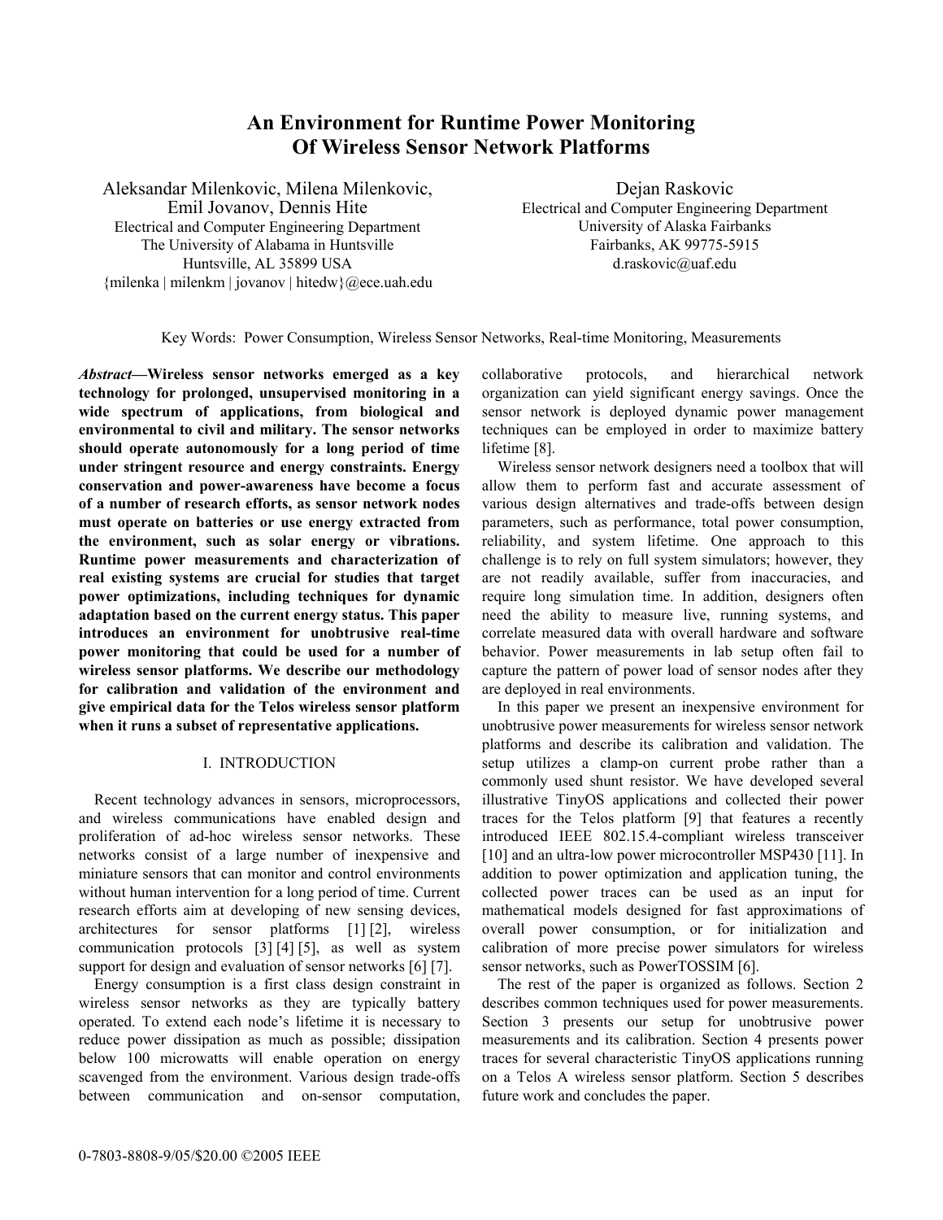# An Environment for Runtime Power Monitoring Of Wireless Sensor Network Platforms

Aleksandar Milenkovic, Milena Milenkovic, Emil Jovanov, Dennis Hite
Electrical and Computer Engineering Department
The University of Alabama in Huntsville
Huntsville, AL 35899 USA
{milenka | milenkm | jovanov | hitedw}@ece.uah.edu

Dejan Raskovic
Electrical and Computer Engineering Department
University of Alaska Fairbanks
Fairbanks, AK 99775-5915
d.raskovic@uaf.edu

Key Words: Power Consumption, Wireless Sensor Networks, Real-time Monitoring, Measurements

***Abstract*—Wireless sensor networks emerged as a key technology for prolonged, unsupervised monitoring in a wide spectrum of applications, from biological and environmental to civil and military. The sensor networks should operate autonomously for a long period of time under stringent resource and energy constraints. Energy conservation and power-awareness have become a focus of a number of research efforts, as sensor network nodes must operate on batteries or use energy extracted from the environment, such as solar energy or vibrations. Runtime power measurements and characterization of real existing systems are crucial for studies that target power optimizations, including techniques for dynamic adaptation based on the current energy status. This paper introduces an environment for unobtrusive real-time power monitoring that could be used for a number of wireless sensor platforms. We describe our methodology for calibration and validation of the environment and give empirical data for the Telos wireless sensor platform when it runs a subset of representative applications.**

## I. INTRODUCTION

Recent technology advances in sensors, microprocessors, and wireless communications have enabled design and proliferation of ad-hoc wireless sensor networks. These networks consist of a large number of inexpensive and miniature sensors that can monitor and control environments without human intervention for a long period of time. Current research efforts aim at developing of new sensing devices, architectures for sensor platforms [1] [2], wireless communication protocols [3] [4] [5], as well as system support for design and evaluation of sensor networks [6] [7].

Energy consumption is a first class design constraint in wireless sensor networks as they are typically battery operated. To extend each node's lifetime it is necessary to reduce power dissipation as much as possible; dissipation below 100 microwatts will enable operation on energy scavenged from the environment. Various design trade-offs between communication and on-sensor computation, collaborative protocols, and hierarchical network organization can yield significant energy savings. Once the sensor network is deployed dynamic power management techniques can be employed in order to maximize battery lifetime [8].

Wireless sensor network designers need a toolbox that will allow them to perform fast and accurate assessment of various design alternatives and trade-offs between design parameters, such as performance, total power consumption, reliability, and system lifetime. One approach to this challenge is to rely on full system simulators; however, they are not readily available, suffer from inaccuracies, and require long simulation time. In addition, designers often need the ability to measure live, running systems, and correlate measured data with overall hardware and software behavior. Power measurements in lab setup often fail to capture the pattern of power load of sensor nodes after they are deployed in real environments.

In this paper we present an inexpensive environment for unobtrusive power measurements for wireless sensor network platforms and describe its calibration and validation. The setup utilizes a clamp-on current probe rather than a commonly used shunt resistor. We have developed several illustrative TinyOS applications and collected their power traces for the Telos platform [9] that features a recently introduced IEEE 802.15.4-compliant wireless transceiver [10] and an ultra-low power microcontroller MSP430 [11]. In addition to power optimization and application tuning, the collected power traces can be used as an input for mathematical models designed for fast approximations of overall power consumption, or for initialization and calibration of more precise power simulators for wireless sensor networks, such as PowerTOSSIM [6].

The rest of the paper is organized as follows. Section 2 describes common techniques used for power measurements. Section 3 presents our setup for unobtrusive power measurements and its calibration. Section 4 presents power traces for several characteristic TinyOS applications running on a Telos A wireless sensor platform. Section 5 describes future work and concludes the paper.

0-7803-8808-9/05/$20.00 ©2005 IEEE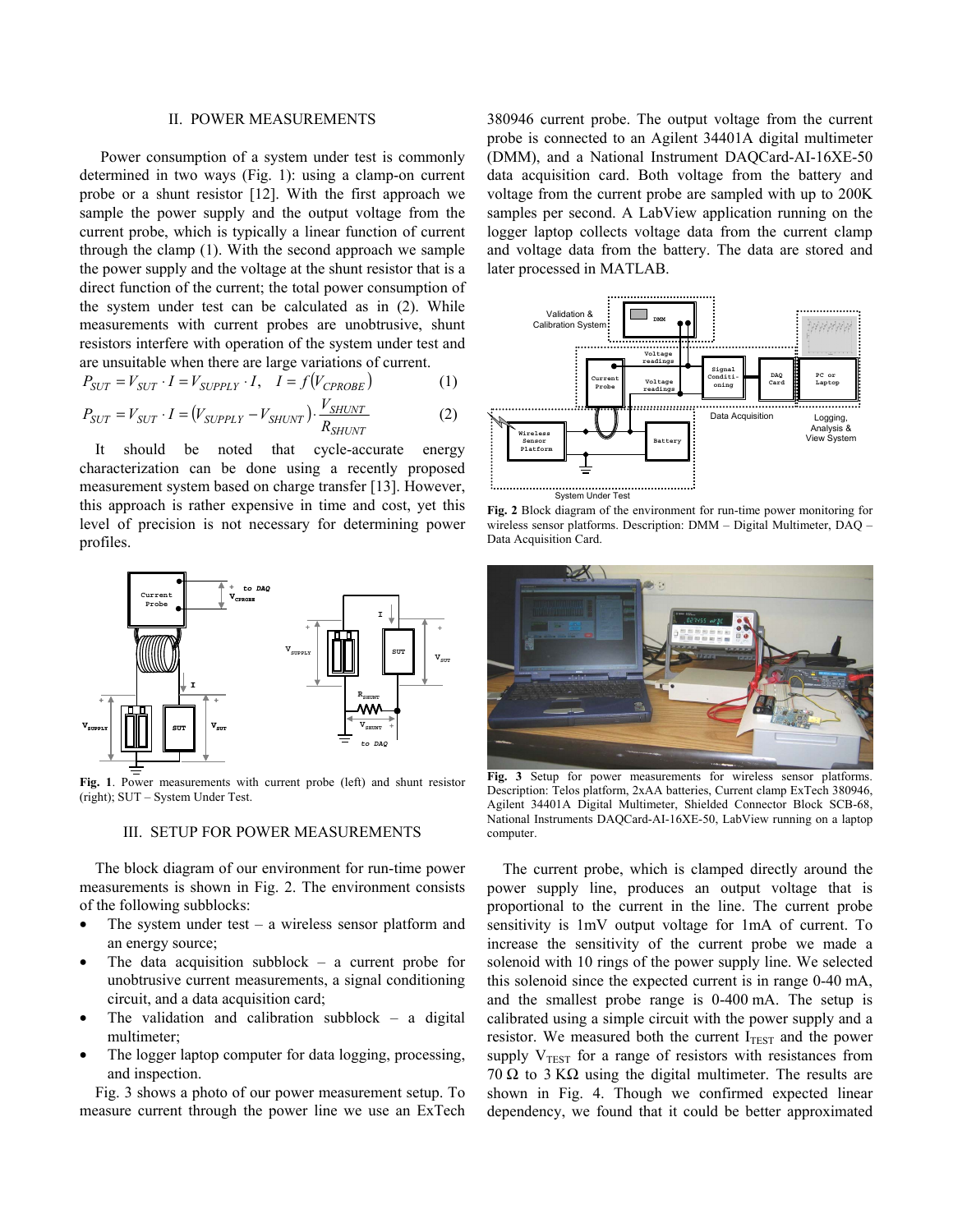## II. POWER MEASUREMENTS

Power consumption of a system under test is commonly determined in two ways (Fig. 1): using a clamp-on current probe or a shunt resistor [12]. With the first approach we sample the power supply and the output voltage from the current probe, which is typically a linear function of current through the clamp (1). With the second approach we sample the power supply and the voltage at the shunt resistor that is a direct function of the current; the total power consumption of the system under test can be calculated as in (2). While measurements with current probes are unobtrusive, shunt resistors interfere with operation of the system under test and are unsuitable when there are large variations of current.

$$P_{SUT} = V_{SUT} \cdot I = V_{SUPPLY} \cdot I, \quad I = f(V_{CPROBE}) \tag{1}$$

$$P_{SUT} = V_{SUT} \cdot I = (V_{SUPPLY} - V_{SHUNT}) \cdot \frac{V_{SHUNT}}{R_{SHUNT}} \tag{2}$$

It should be noted that cycle-accurate energy characterization can be done using a recently proposed measurement system based on charge transfer [13]. However, this approach is rather expensive in time and cost, yet this level of precision is not necessary for determining power profiles.

**Fig. 1**. Power measurements with current probe (left) and shunt resistor (right); SUT – System Under Test.

## III. SETUP FOR POWER MEASUREMENTS

The block diagram of our environment for run-time power measurements is shown in Fig. 2. The environment consists of the following subblocks:

- The system under test – a wireless sensor platform and an energy source;
- The data acquisition subblock – a current probe for unobtrusive current measurements, a signal conditioning circuit, and a data acquisition card;
- The validation and calibration subblock – a digital multimeter;
- The logger laptop computer for data logging, processing, and inspection.

Fig. 3 shows a photo of our power measurement setup. To measure current through the power line we use an ExTech 380946 current probe. The output voltage from the current probe is connected to an Agilent 34401A digital multimeter (DMM), and a National Instrument DAQCard-AI-16XE-50 data acquisition card. Both voltage from the battery and voltage from the current probe are sampled with up to 200K samples per second. A LabView application running on the logger laptop collects voltage data from the current clamp and voltage data from the battery. The data are stored and later processed in MATLAB.

**Fig. 2** Block diagram of the environment for run-time power monitoring for wireless sensor platforms. Description: DMM – Digital Multimeter, DAQ – Data Acquisition Card.

**Fig. 3** Setup for power measurements for wireless sensor platforms. Description: Telos platform, 2xAA batteries, Current clamp ExTech 380946, Agilent 34401A Digital Multimeter, Shielded Connector Block SCB-68, National Instruments DAQCard-AI-16XE-50, LabView running on a laptop computer.

The current probe, which is clamped directly around the power supply line, produces an output voltage that is proportional to the current in the line. The current probe sensitivity is 1mV output voltage for 1mA of current. To increase the sensitivity of the current probe we made a solenoid with 10 rings of the power supply line. We selected this solenoid since the expected current is in range 0-40 mA, and the smallest probe range is 0-400 mA. The setup is calibrated using a simple circuit with the power supply and a resistor. We measured both the current $I_{TEST}$ and the power supply $V_{TEST}$ for a range of resistors with resistances from 70 Ω to 3 KΩ using the digital multimeter. The results are shown in Fig. 4. Though we confirmed expected linear dependency, we found that it could be better approximated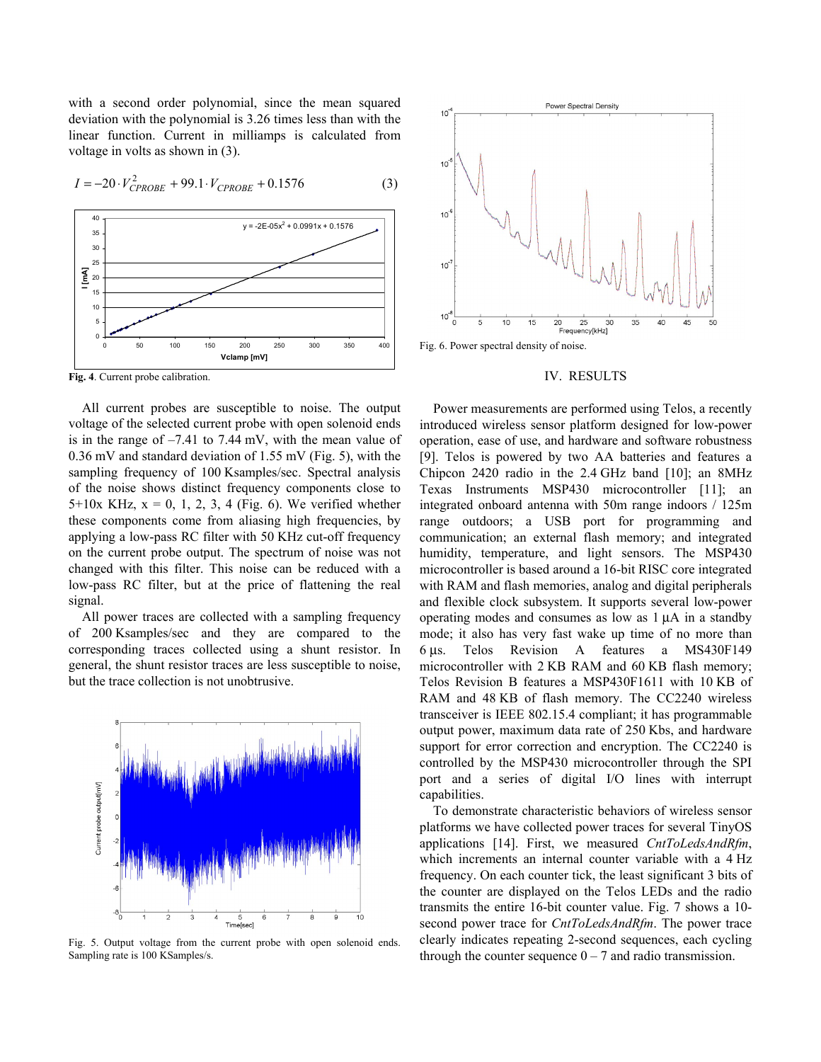with a second order polynomial, since the mean squared deviation with the polynomial is 3.26 times less than with the linear function. Current in milliamps is calculated from voltage in volts as shown in (3).

$$I = -20 \cdot V_{CPROBE}^2 + 99.1 \cdot V_{CPROBE} + 0.1576 \quad (3)$$

**Fig. 4**. Current probe calibration.

All current probes are susceptible to noise. The output voltage of the selected current probe with open solenoid ends is in the range of –7.41 to 7.44 mV, with the mean value of 0.36 mV and standard deviation of 1.55 mV (Fig. 5), with the sampling frequency of 100 Ksamples/sec. Spectral analysis of the noise shows distinct frequency components close to 5+10x KHz, x = 0, 1, 2, 3, 4 (Fig. 6). We verified whether these components come from aliasing high frequencies, by applying a low-pass RC filter with 50 KHz cut-off frequency on the current probe output. The spectrum of noise was not changed with this filter. This noise can be reduced with a low-pass RC filter, but at the price of flattening the real signal.

All power traces are collected with a sampling frequency of 200 Ksamples/sec and they are compared to the corresponding traces collected using a shunt resistor. In general, the shunt resistor traces are less susceptible to noise, but the trace collection is not unobtrusive.

Fig. 5. Output voltage from the current probe with open solenoid ends. Sampling rate is 100 KSamples/s.

Fig. 6. Power spectral density of noise.

## IV. RESULTS

Power measurements are performed using Telos, a recently introduced wireless sensor platform designed for low-power operation, ease of use, and hardware and software robustness [9]. Telos is powered by two AA batteries and features a Chipcon 2420 radio in the 2.4 GHz band [10]; an 8MHz Texas Instruments MSP430 microcontroller [11]; an integrated onboard antenna with 50m range indoors / 125m range outdoors; a USB port for programming and communication; an external flash memory; and integrated humidity, temperature, and light sensors. The MSP430 microcontroller is based around a 16-bit RISC core integrated with RAM and flash memories, analog and digital peripherals and flexible clock subsystem. It supports several low-power operating modes and consumes as low as 1 µA in a standby mode; it also has very fast wake up time of no more than 6 µs. Telos Revision A features a MS430F149 microcontroller with 2 KB RAM and 60 KB flash memory; Telos Revision B features a MSP430F1611 with 10 KB of RAM and 48 KB of flash memory. The CC2240 wireless transceiver is IEEE 802.15.4 compliant; it has programmable output power, maximum data rate of 250 Kbs, and hardware support for error correction and encryption. The CC2240 is controlled by the MSP430 microcontroller through the SPI port and a series of digital I/O lines with interrupt capabilities.

To demonstrate characteristic behaviors of wireless sensor platforms we have collected power traces for several TinyOS applications [14]. First, we measured *CntToLedsAndRfm*, which increments an internal counter variable with a 4 Hz frequency. On each counter tick, the least significant 3 bits of the counter are displayed on the Telos LEDs and the radio transmits the entire 16-bit counter value. Fig. 7 shows a 10-second power trace for *CntToLedsAndRfm*. The power trace clearly indicates repeating 2-second sequences, each cycling through the counter sequence 0 – 7 and radio transmission.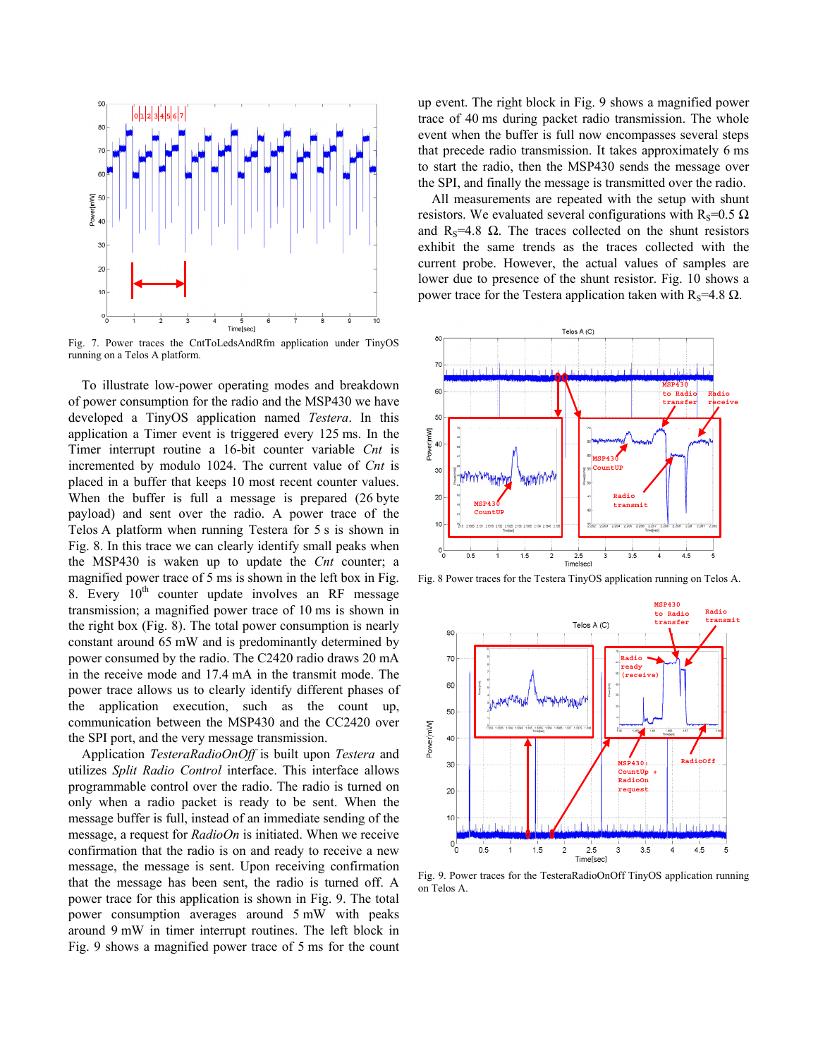Fig. 7. Power traces the CntToLedsAndRfm application under TinyOS running on a Telos A platform.

To illustrate low-power operating modes and breakdown of power consumption for the radio and the MSP430 we have developed a TinyOS application named *Testera*. In this application a Timer event is triggered every 125 ms. In the Timer interrupt routine a 16-bit counter variable *Cnt* is incremented by modulo 1024. The current value of *Cnt* is placed in a buffer that keeps 10 most recent counter values. When the buffer is full a message is prepared (26 byte payload) and sent over the radio. A power trace of the Telos A platform when running Testera for 5 s is shown in Fig. 8. In this trace we can clearly identify small peaks when the MSP430 is waken up to update the *Cnt* counter; a magnified power trace of 5 ms is shown in the left box in Fig. 8. Every 10th counter update involves an RF message transmission; a magnified power trace of 10 ms is shown in the right box (Fig. 8). The total power consumption is nearly constant around 65 mW and is predominantly determined by power consumed by the radio. The C2420 radio draws 20 mA in the receive mode and 17.4 mA in the transmit mode. The power trace allows us to clearly identify different phases of the application execution, such as the count up, communication between the MSP430 and the CC2420 over the SPI port, and the very message transmission.

Application *TesteraRadioOnOff* is built upon *Testera* and utilizes *Split Radio Control* interface. This interface allows programmable control over the radio. The radio is turned on only when a radio packet is ready to be sent. When the message buffer is full, instead of an immediate sending of the message, a request for *RadioOn* is initiated. When we receive confirmation that the radio is on and ready to receive a new message, the message is sent. Upon receiving confirmation that the message has been sent, the radio is turned off. A power trace for this application is shown in Fig. 9. The total power consumption averages around 5 mW with peaks around 9 mW in timer interrupt routines. The left block in Fig. 9 shows a magnified power trace of 5 ms for the count up event. The right block in Fig. 9 shows a magnified power trace of 40 ms during packet radio transmission. The whole event when the buffer is full now encompasses several steps that precede radio transmission. It takes approximately 6 ms to start the radio, then the MSP430 sends the message over the SPI, and finally the message is transmitted over the radio.

All measurements are repeated with the setup with shunt resistors. We evaluated several configurations with $R_S$=0.5 Ω and $R_S$=4.8 Ω. The traces collected on the shunt resistors exhibit the same trends as the traces collected with the current probe. However, the actual values of samples are lower due to presence of the shunt resistor. Fig. 10 shows a power trace for the Testera application taken with $R_S$=4.8 Ω.

Fig. 8 Power traces for the Testera TinyOS application running on Telos A.

Fig. 9. Power traces for the TesteraRadioOnOff TinyOS application running on Telos A.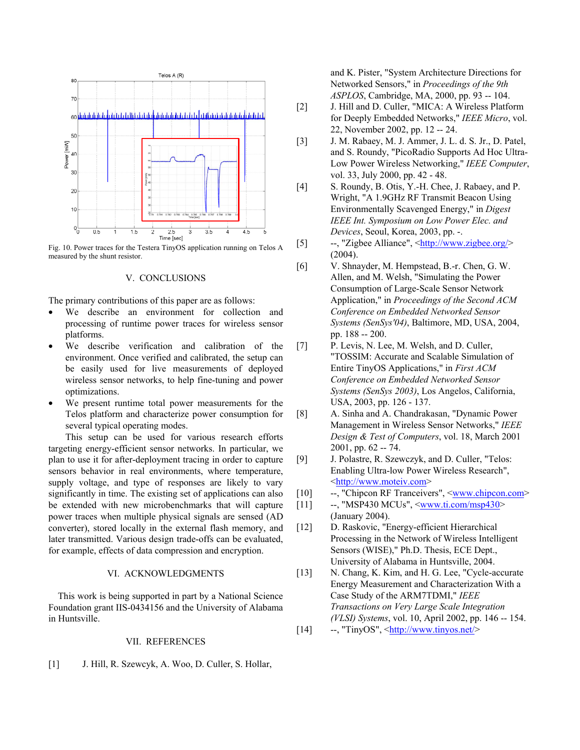Telos A (R)

80
70
60
50
40
30
20
10
0

Power [mW]

0 0.5 1 1.5 2 2.5 3 3.5 4 4.5 5

Time [sec]

Fig. 10. Power traces for the Testera TinyOS application running on Telos A measured by the shunt resistor.

## V. CONCLUSIONS

The primary contributions of this paper are as follows:

- We describe an environment for collection and processing of runtime power traces for wireless sensor platforms.
- We describe verification and calibration of the environment. Once verified and calibrated, the setup can be easily used for live measurements of deployed wireless sensor networks, to help fine-tuning and power optimizations.
- We present runtime total power measurements for the Telos platform and characterize power consumption for several typical operating modes.

This setup can be used for various research efforts targeting energy-efficient sensor networks. In particular, we plan to use it for after-deployment tracing in order to capture sensors behavior in real environments, where temperature, supply voltage, and type of responses are likely to vary significantly in time. The existing set of applications can also be extended with new microbenchmarks that will capture power traces when multiple physical signals are sensed (AD converter), stored locally in the external flash memory, and later transmitted. Various design trade-offs can be evaluated, for example, effects of data compression and encryption.

## VI. ACKNOWLEDGMENTS

This work is being supported in part by a National Science Foundation grant IIS-0434156 and the University of Alabama in Huntsville.

## VII. REFERENCES

[1] J. Hill, R. Szewcyk, A. Woo, D. Culler, S. Hollar, and K. Pister, "System Architecture Directions for Networked Sensors," in *Proceedings of the 9th ASPLOS*, Cambridge, MA, 2000, pp. 93 -- 104.

[2] J. Hill and D. Culler, "MICA: A Wireless Platform for Deeply Embedded Networks," *IEEE Micro*, vol. 22, November 2002, pp. 12 -- 24.

[3] J. M. Rabaey, M. J. Ammer, J. L. d. S. Jr., D. Patel, and S. Roundy, "PicoRadio Supports Ad Hoc Ultra-Low Power Wireless Networking," *IEEE Computer*, vol. 33, July 2000, pp. 42 - 48.

[4] S. Roundy, B. Otis, Y.-H. Chee, J. Rabaey, and P. Wright, "A 1.9GHz RF Transmit Beacon Using Environmentally Scavenged Energy," in *Digest IEEE Int. Symposium on Low Power Elec. and Devices*, Seoul, Korea, 2003, pp. -.

[5] --, "Zigbee Alliance", <http://www.zigbee.org/> (2004).

[6] V. Shnayder, M. Hempstead, B.-r. Chen, G. W. Allen, and M. Welsh, "Simulating the Power Consumption of Large-Scale Sensor Network Application," in *Proceedings of the Second ACM Conference on Embedded Networked Sensor Systems (SenSys'04)*, Baltimore, MD, USA, 2004, pp. 188 -- 200.

[7] P. Levis, N. Lee, M. Welsh, and D. Culler, "TOSSIM: Accurate and Scalable Simulation of Entire TinyOS Applications," in *First ACM Conference on Embedded Networked Sensor Systems (SenSys 2003)*, Los Angelos, California, USA, 2003, pp. 126 - 137.

[8] A. Sinha and A. Chandrakasan, "Dynamic Power Management in Wireless Sensor Networks," *IEEE Design & Test of Computers*, vol. 18, March 2001 2001, pp. 62 -- 74.

[9] J. Polastre, R. Szewczyk, and D. Culler, "Telos: Enabling Ultra-low Power Wireless Research", <http://www.moteiv.com>

[10] --, "Chipcon RF Tranceivers", <www.chipcon.com>

[11] --, "MSP430 MCUs", <www.ti.com/msp430> (January 2004).

[12] D. Raskovic, "Energy-efficient Hierarchical Processing in the Network of Wireless Intelligent Sensors (WISE)," Ph.D. Thesis, ECE Dept., University of Alabama in Huntsville, 2004.

[13] N. Chang, K. Kim, and H. G. Lee, "Cycle-accurate Energy Measurement and Characterization With a Case Study of the ARM7TDMI," *IEEE Transactions on Very Large Scale Integration (VLSI) Systems*, vol. 10, April 2002, pp. 146 -- 154.

[14] --, "TinyOS", <http://www.tinyos.net/>